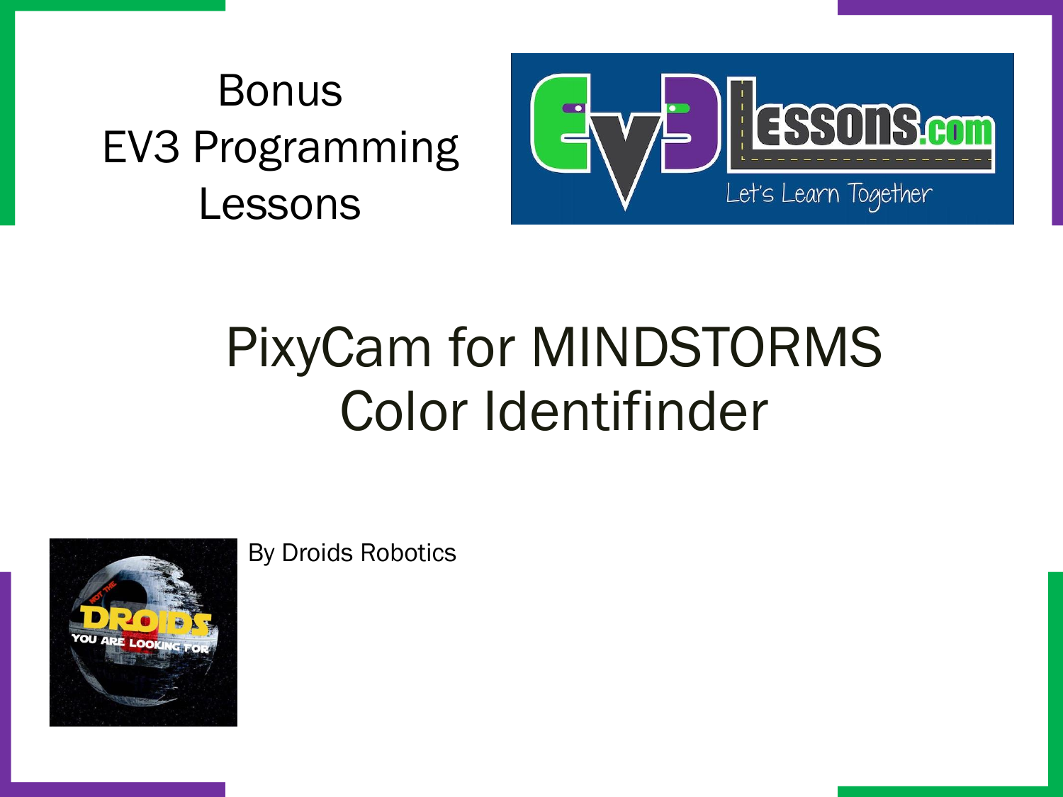Bonus
EV3 Programming
Lessons

# PixyCam for MINDSTORMS Color Identifinder

By Droids Robotics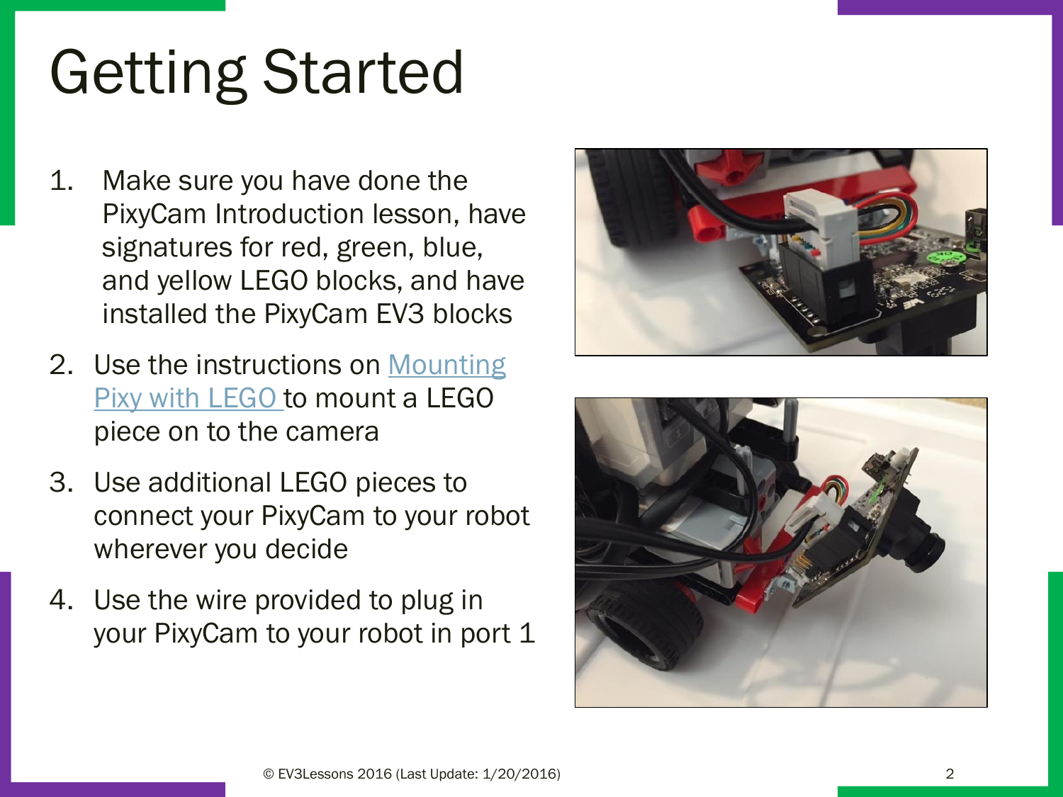# Getting Started

1. Make sure you have done the PixyCam Introduction lesson, have signatures for red, green, blue, and yellow LEGO blocks, and have installed the PixyCam EV3 blocks
2. Use the instructions on [Mounting Pixy with LEGO](Mounting Pixy with LEGO) to mount a LEGO piece on to the camera
3. Use additional LEGO pieces to connect your PixyCam to your robot wherever you decide
4. Use the wire provided to plug in your PixyCam to your robot in port 1

© EV3Lessons 2016 (Last Update: 1/20/2016)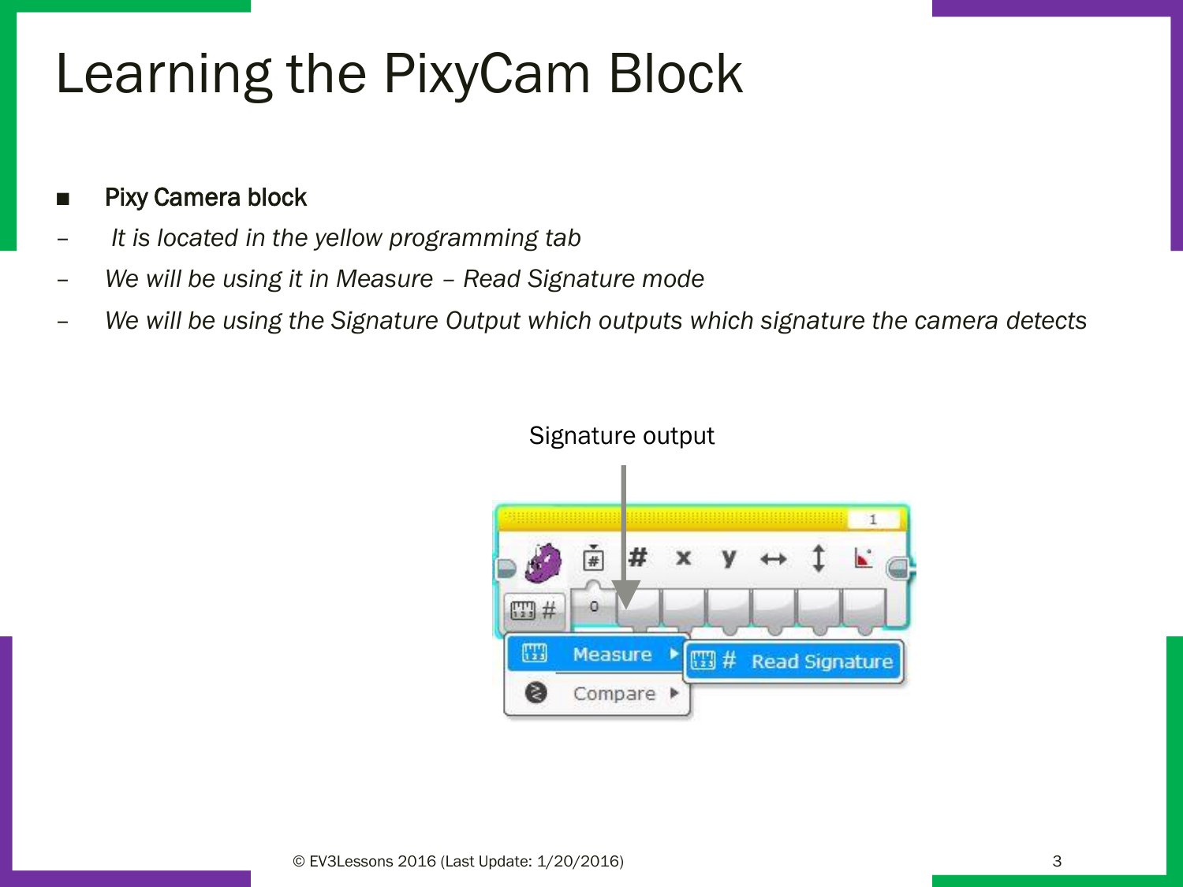# Learning the PixyCam Block

- **Pixy Camera block**
  - *It is located in the yellow programming tab*
  - *We will be using it in Measure – Read Signature mode*
  - *We will be using the Signature Output which outputs which signature the camera detects*

Signature output

Measure

Compare

Read Signature

© EV3Lessons 2016 (Last Update: 1/20/2016)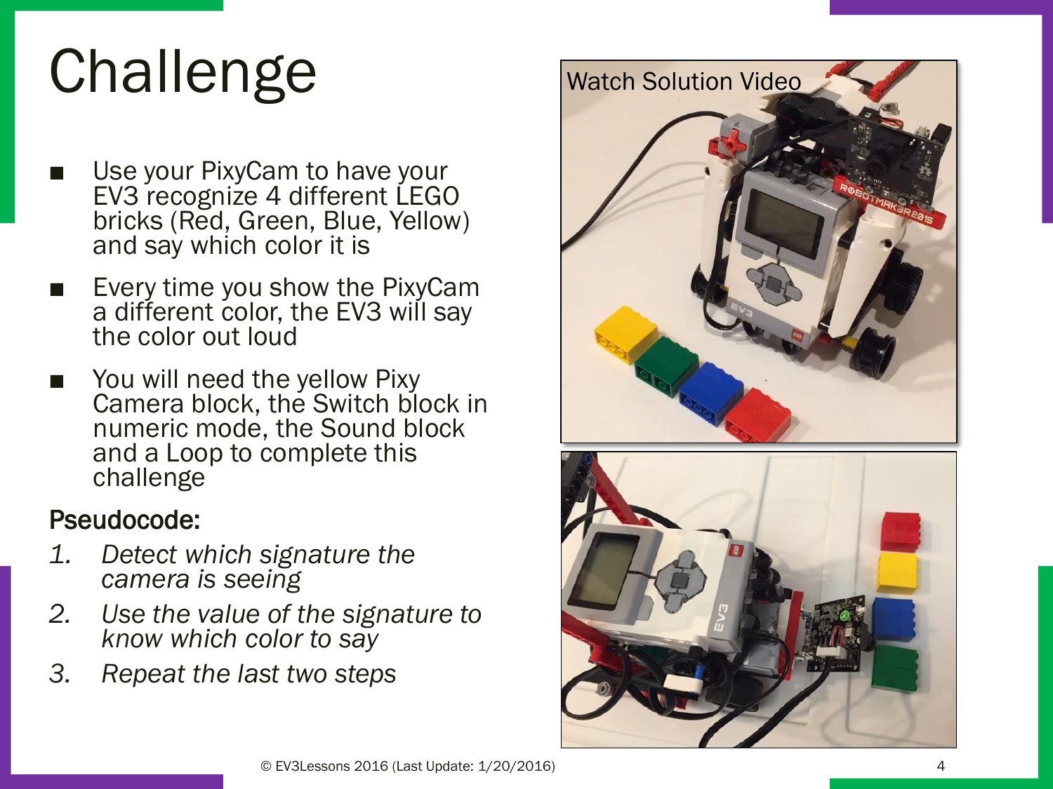# Challenge

- Use your PixyCam to have your EV3 recognize 4 different LEGO bricks (Red, Green, Blue, Yellow) and say which color it is
- Every time you show the PixyCam a different color, the EV3 will say the color out loud
- You will need the yellow Pixy Camera block, the Switch block in numeric mode, the Sound block and a Loop to complete this challenge

**Pseudocode:**

1. *Detect which signature the camera is seeing*
2. *Use the value of the signature to know which color to say*
3. *Repeat the last two steps*

Watch Solution Video

© EV3Lessons 2016 (Last Update: 1/20/2016)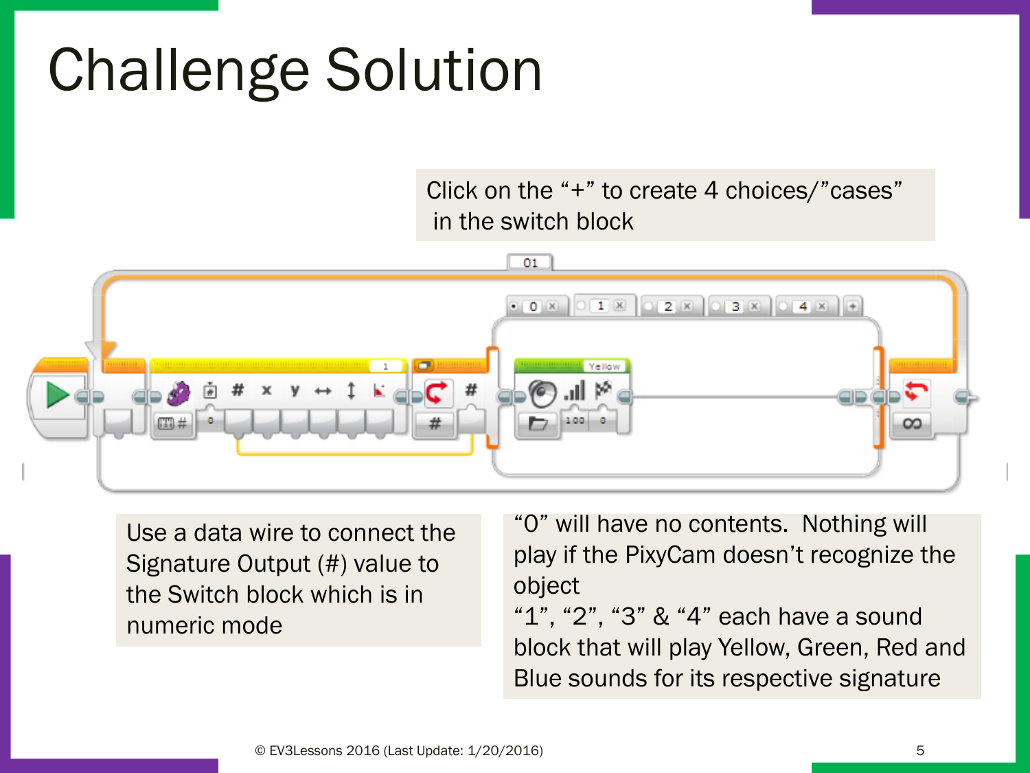# Challenge Solution

Click on the "+" to create 4 choices/"cases" in the switch block

Use a data wire to connect the Signature Output (#) value to the Switch block which is in numeric mode

"0" will have no contents. Nothing will play if the PixyCam doesn't recognize the object

"1", "2", "3" & "4" each have a sound block that will play Yellow, Green, Red and Blue sounds for its respective signature

© EV3Lessons 2016 (Last Update: 1/20/2016)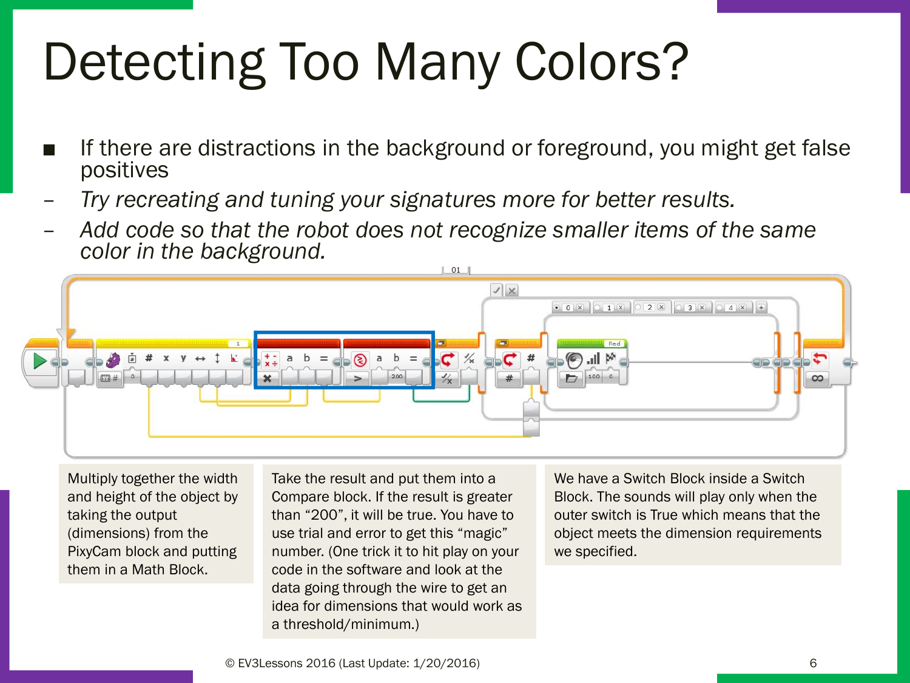# Detecting Too Many Colors?

- If there are distractions in the background or foreground, you might get false positives
  - *Try recreating and tuning your signatures more for better results.*
  - *Add code so that the robot does not recognize smaller items of the same color in the background.*

Multiply together the width and height of the object by taking the output (dimensions) from the PixyCam block and putting them in a Math Block.

Take the result and put them into a Compare block. If the result is greater than "200", it will be true. You have to use trial and error to get this "magic" number. (One trick it to hit play on your code in the software and look at the data going through the wire to get an idea for dimensions that would work as a threshold/minimum.)

We have a Switch Block inside a Switch Block. The sounds will play only when the outer switch is True which means that the object meets the dimension requirements we specified.

© EV3Lessons 2016 (Last Update: 1/20/2016)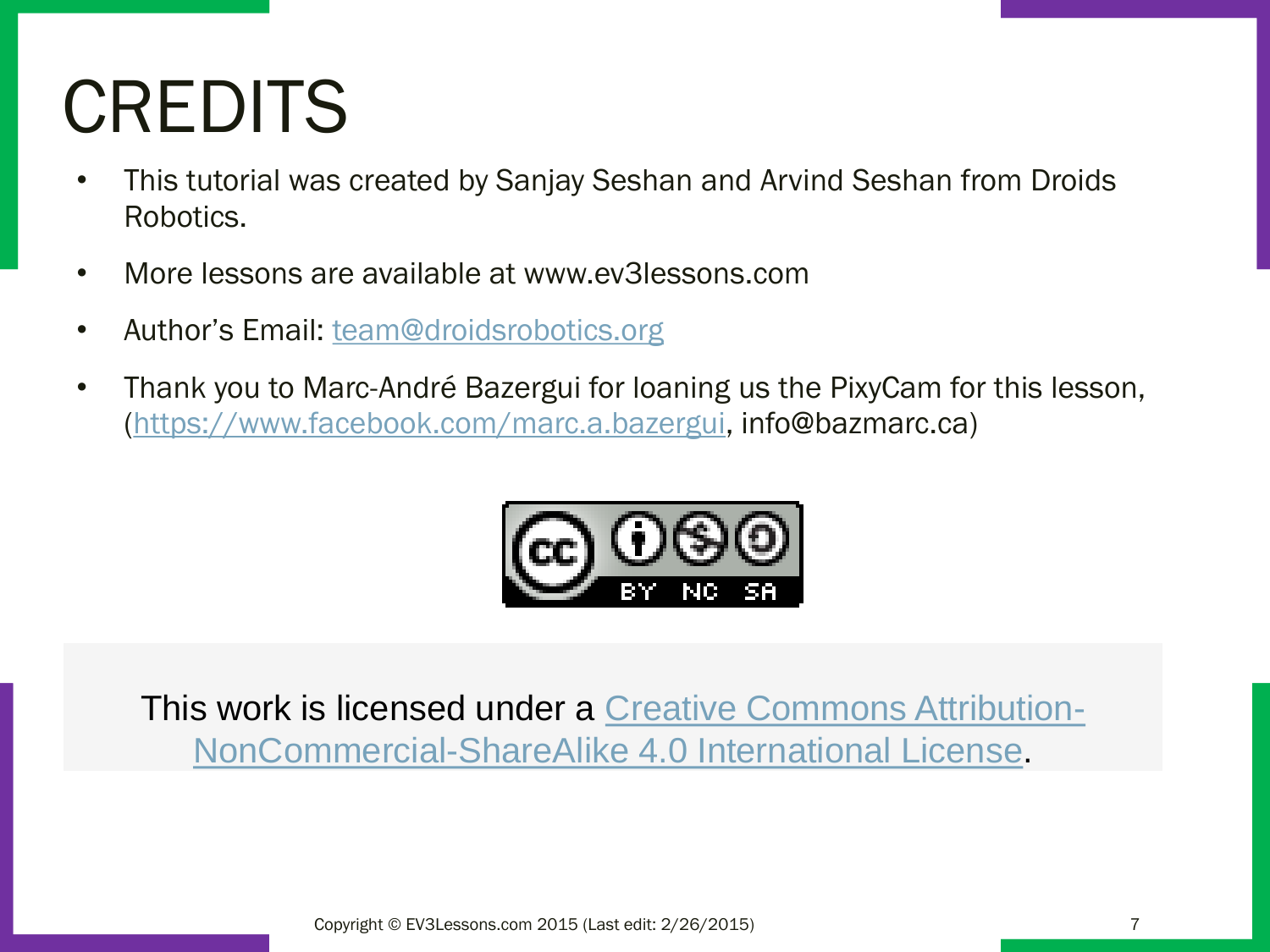# CREDITS

- This tutorial was created by Sanjay Seshan and Arvind Seshan from Droids Robotics.
- More lessons are available at www.ev3lessons.com
- Author's Email: team@droidsrobotics.org
- Thank you to Marc-André Bazergui for loaning us the PixyCam for this lesson, (https://www.facebook.com/marc.a.bazergui, info@bazmarc.ca)

This work is licensed under a Creative Commons Attribution-NonCommercial-ShareAlike 4.0 International License.

Copyright © EV3Lessons.com 2015 (Last edit: 2/26/2015)